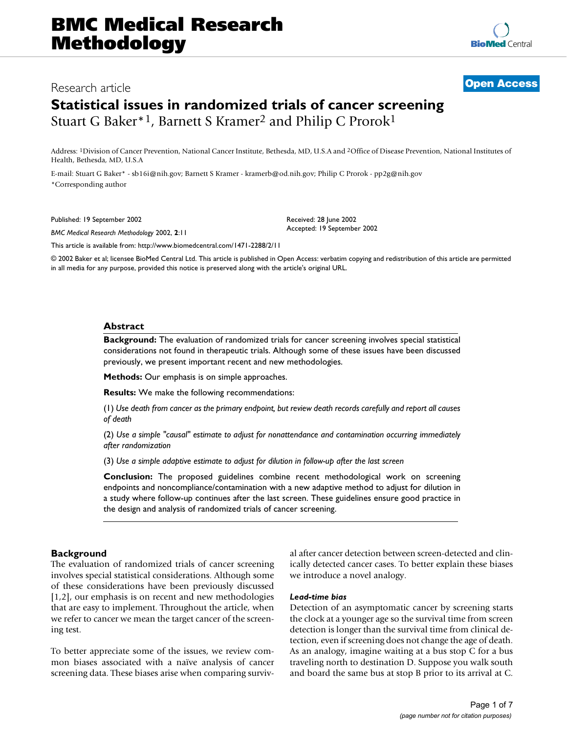# Statistical issues in randomized trials of cancer screening

Research article

Stuart G Baker*[1], Barnett S Kramer[2] and Philip C Prorok[1]

Address: [1]Division of Cancer Prevention, National Cancer Institute, Bethesda, MD, U.S.A and [2]Office of Disease Prevention, National Institutes of Health, Bethesda, MD, U.S.A

E-mail: Stuart G Baker* - sb16i@nih.gov; Barnett S Kramer - kramerb@od.nih.gov; Philip C Prorok - pp2g@nih.gov

*Corresponding author

Published: 19 September 2002

*BMC Medical Research Methodology* 2002, **2**:11

Received: 28 June 2002

Accepted: 19 September 2002

This article is available from: http://www.biomedcentral.com/1471-2288/2/11

© 2002 Baker et al; licensee BioMed Central Ltd. This article is published in Open Access: verbatim copying and redistribution of this article are permitted in all media for any purpose, provided this notice is preserved along with the article's original URL.

## Abstract

**Background:** The evaluation of randomized trials for cancer screening involves special statistical considerations not found in therapeutic trials. Although some of these issues have been discussed previously, we present important recent and new methodologies.

**Methods:** Our emphasis is on simple approaches.

**Results:** We make the following recommendations:

(1) *Use death from cancer as the primary endpoint, but review death records carefully and report all causes of death*

(2) *Use a simple "causal" estimate to adjust for nonattendance and contamination occurring immediately after randomization*

(3) *Use a simple adaptive estimate to adjust for dilution in follow-up after the last screen*

**Conclusion:** The proposed guidelines combine recent methodological work on screening endpoints and noncompliance/contamination with a new adaptive method to adjust for dilution in a study where follow-up continues after the last screen. These guidelines ensure good practice in the design and analysis of randomized trials of cancer screening.

## Background

The evaluation of randomized trials of cancer screening involves special statistical considerations. Although some of these considerations have been previously discussed [1,2], our emphasis is on recent and new methodologies that are easy to implement. Throughout the article, when we refer to cancer we mean the target cancer of the screening test.

To better appreciate some of the issues, we review common biases associated with a naïve analysis of cancer screening data. These biases arise when comparing survival after cancer detection between screen-detected and clinically detected cancer cases. To better explain these biases we introduce a novel analogy.

### *Lead-time bias*

Detection of an asymptomatic cancer by screening starts the clock at a younger age so the survival time from screen detection is longer than the survival time from clinical detection, even if screening does not change the age of death. As an analogy, imagine waiting at a bus stop C for a bus traveling north to destination D. Suppose you walk south and board the same bus at stop B prior to its arrival at C.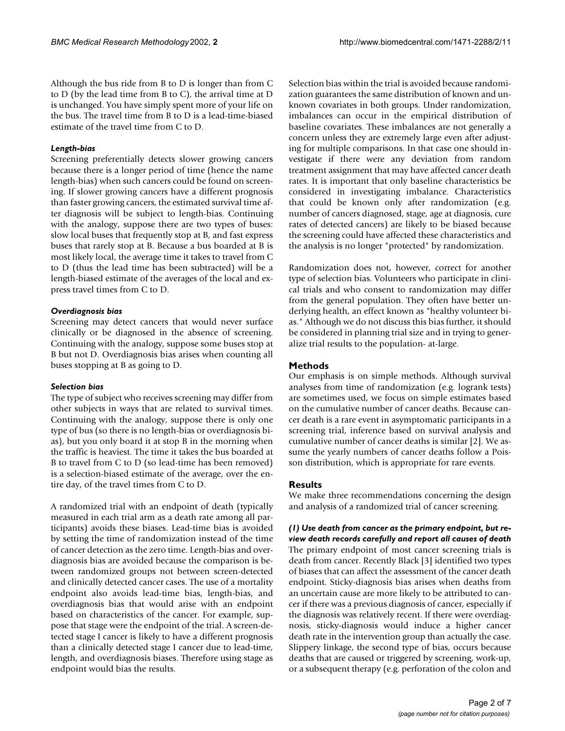Although the bus ride from B to D is longer than from C to D (by the lead time from B to C), the arrival time at D is unchanged. You have simply spent more of your life on the bus. The travel time from B to D is a lead-time-biased estimate of the travel time from C to D.

#### *Length-bias*

Screening preferentially detects slower growing cancers because there is a longer period of time (hence the name length-bias) when such cancers could be found on screening. If slower growing cancers have a different prognosis than faster growing cancers, the estimated survival time after diagnosis will be subject to length-bias. Continuing with the analogy, suppose there are two types of buses: slow local buses that frequently stop at B, and fast express buses that rarely stop at B. Because a bus boarded at B is most likely local, the average time it takes to travel from C to D (thus the lead time has been subtracted) will be a length-biased estimate of the averages of the local and express travel times from C to D.

#### *Overdiagnosis bias*

Screening may detect cancers that would never surface clinically or be diagnosed in the absence of screening. Continuing with the analogy, suppose some buses stop at B but not D. Overdiagnosis bias arises when counting all buses stopping at B as going to D.

#### *Selection bias*

The type of subject who receives screening may differ from other subjects in ways that are related to survival times. Continuing with the analogy, suppose there is only one type of bus (so there is no length-bias or overdiagnosis bias), but you only board it at stop B in the morning when the traffic is heaviest. The time it takes the bus boarded at B to travel from C to D (so lead-time has been removed) is a selection-biased estimate of the average, over the entire day, of the travel times from C to D.

A randomized trial with an endpoint of death (typically measured in each trial arm as a death rate among all participants) avoids these biases. Lead-time bias is avoided by setting the time of randomization instead of the time of cancer detection as the zero time. Length-bias and overdiagnosis bias are avoided because the comparison is between randomized groups not between screen-detected and clinically detected cancer cases. The use of a mortality endpoint also avoids lead-time bias, length-bias, and overdiagnosis bias that would arise with an endpoint based on characteristics of the cancer. For example, suppose that stage were the endpoint of the trial. A screen-detected stage I cancer is likely to have a different prognosis than a clinically detected stage I cancer due to lead-time, length, and overdiagnosis biases. Therefore using stage as endpoint would bias the results.

Selection bias within the trial is avoided because randomization guarantees the same distribution of known and unknown covariates in both groups. Under randomization, imbalances can occur in the empirical distribution of baseline covariates. These imbalances are not generally a concern unless they are extremely large even after adjusting for multiple comparisons. In that case one should investigate if there were any deviation from random treatment assignment that may have affected cancer death rates. It is important that only baseline characteristics be considered in investigating imbalance. Characteristics that could be known only after randomization (e.g. number of cancers diagnosed, stage, age at diagnosis, cure rates of detected cancers) are likely to be biased because the screening could have affected these characteristics and the analysis is no longer "protected" by randomization.

Randomization does not, however, correct for another type of selection bias. Volunteers who participate in clinical trials and who consent to randomization may differ from the general population. They often have better underlying health, an effect known as "healthy volunteer bias." Although we do not discuss this bias further, it should be considered in planning trial size and in trying to generalize trial results to the population- at-large.

## Methods

Our emphasis is on simple methods. Although survival analyses from time of randomization (e.g. logrank tests) are sometimes used, we focus on simple estimates based on the cumulative number of cancer deaths. Because cancer death is a rare event in asymptomatic participants in a screening trial, inference based on survival analysis and cumulative number of cancer deaths is similar [2]. We assume the yearly numbers of cancer deaths follow a Poisson distribution, which is appropriate for rare events.

## Results

We make three recommendations concerning the design and analysis of a randomized trial of cancer screening.

#### *(1) Use death from cancer as the primary endpoint, but review death records carefully and report all causes of death*

The primary endpoint of most cancer screening trials is death from cancer. Recently Black [3] identified two types of biases that can affect the assessment of the cancer death endpoint. Sticky-diagnosis bias arises when deaths from an uncertain cause are more likely to be attributed to cancer if there was a previous diagnosis of cancer, especially if the diagnosis was relatively recent. If there were overdiagnosis, sticky-diagnosis would induce a higher cancer death rate in the intervention group than actually the case. Slippery linkage, the second type of bias, occurs because deaths that are caused or triggered by screening, work-up, or a subsequent therapy (e.g. perforation of the colon and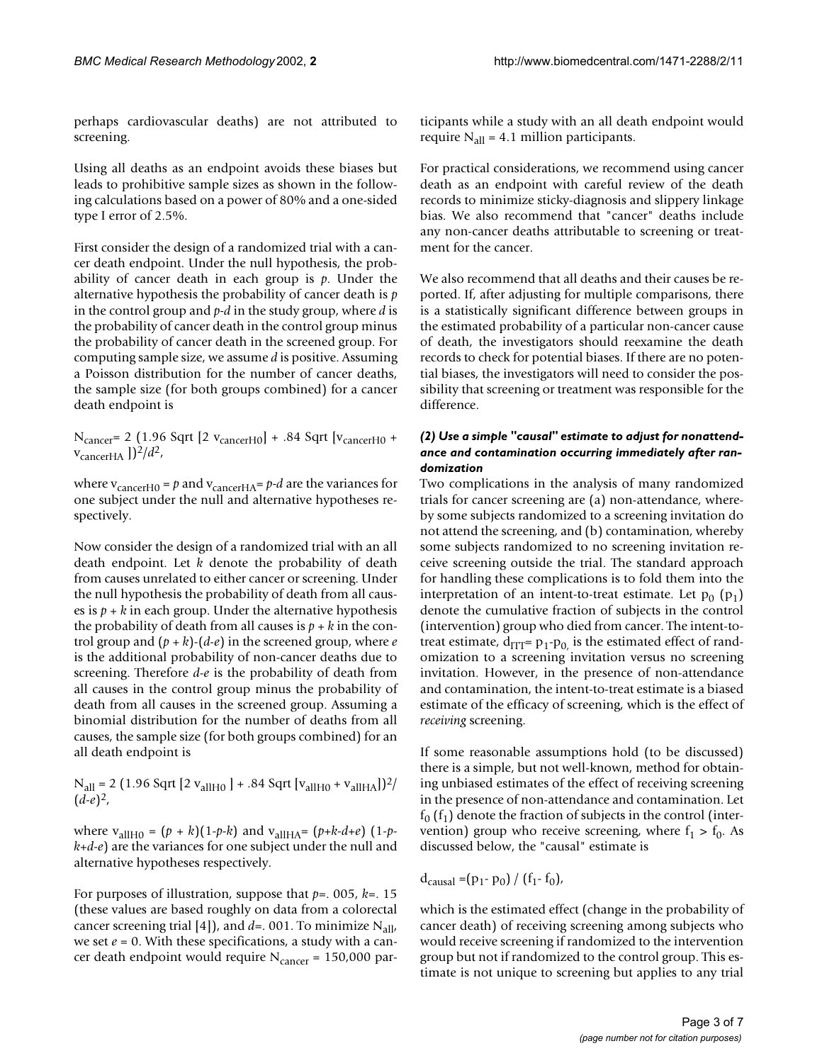perhaps cardiovascular deaths) are not attributed to screening.

Using all deaths as an endpoint avoids these biases but leads to prohibitive sample sizes as shown in the following calculations based on a power of 80% and a one-sided type I error of 2.5%.

First consider the design of a randomized trial with a cancer death endpoint. Under the null hypothesis, the probability of cancer death in each group is $p$. Under the alternative hypothesis the probability of cancer death is $p$ in the control group and $p$-$d$ in the study group, where $d$ is the probability of cancer death in the control group minus the probability of cancer death in the screened group. For computing sample size, we assume $d$ is positive. Assuming a Poisson distribution for the number of cancer deaths, the sample size (for both groups combined) for a cancer death endpoint is

$$N_{cancer} = 2\,(1.96\,\text{Sqrt}\,[2\,v_{cancerH0}] + .84\,\text{Sqrt}\,[v_{cancerH0} + v_{cancerHA}\,])^2/d^2,$$

where $v_{cancerH0} = p$ and $v_{cancerHA} = p\text{-}d$ are the variances for one subject under the null and alternative hypotheses respectively.

Now consider the design of a randomized trial with an all death endpoint. Let $k$ denote the probability of death from causes unrelated to either cancer or screening. Under the null hypothesis the probability of death from all causes is $p + k$ in each group. Under the alternative hypothesis the probability of death from all causes is $p + k$ in the control group and $(p + k)$-$(d$-$e)$ in the screened group, where $e$ is the additional probability of non-cancer deaths due to screening. Therefore $d$-$e$ is the probability of death from all causes in the control group minus the probability of death from all causes in the screened group. Assuming a binomial distribution for the number of deaths from all causes, the sample size (for both groups combined) for an all death endpoint is

$$N_{all} = 2\,(1.96\,\text{Sqrt}\,[2\,v_{allH0}\,] + .84\,\text{Sqrt}\,[v_{allH0} + v_{allHA}])^2/(d\text{-}e)^2,$$

where $v_{allH0} = (p + k)(1\text{-}p\text{-}k)$ and $v_{allHA} = (p+k\text{-}d+e)\,(1\text{-}p\text{-}k+d\text{-}e)$ are the variances for one subject under the null and alternative hypotheses respectively.

For purposes of illustration, suppose that $p$=. 005, $k$=. 15 (these values are based roughly on data from a colorectal cancer screening trial [4]), and $d$=. 001. To minimize $N_{all}$, we set $e = 0$. With these specifications, a study with a cancer death endpoint would require $N_{cancer}$ = 150,000 participants while a study with an all death endpoint would require $N_{all}$ = 4.1 million participants.

For practical considerations, we recommend using cancer death as an endpoint with careful review of the death records to minimize sticky-diagnosis and slippery linkage bias. We also recommend that "cancer" deaths include any non-cancer deaths attributable to screening or treatment for the cancer.

We also recommend that all deaths and their causes be reported. If, after adjusting for multiple comparisons, there is a statistically significant difference between groups in the estimated probability of a particular non-cancer cause of death, the investigators should reexamine the death records to check for potential biases. If there are no potential biases, the investigators will need to consider the possibility that screening or treatment was responsible for the difference.

#### *(2) Use a simple "causal" estimate to adjust for nonattendance and contamination occurring immediately after randomization*

Two complications in the analysis of many randomized trials for cancer screening are (a) non-attendance, whereby some subjects randomized to a screening invitation do not attend the screening, and (b) contamination, whereby some subjects randomized to no screening invitation receive screening outside the trial. The standard approach for handling these complications is to fold them into the interpretation of an intent-to-treat estimate. Let $p_0$ ($p_1$) denote the cumulative fraction of subjects in the control (intervention) group who died from cancer. The intent-to-treat estimate, $d_{ITT} = p_1\text{-}p_0$, is the estimated effect of randomization to a screening invitation versus no screening invitation. However, in the presence of non-attendance and contamination, the intent-to-treat estimate is a biased estimate of the efficacy of screening, which is the effect of *receiving* screening.

If some reasonable assumptions hold (to be discussed) there is a simple, but not well-known, method for obtaining unbiased estimates of the effect of receiving screening in the presence of non-attendance and contamination. Let $f_0$ ($f_1$) denote the fraction of subjects in the control (intervention) group who receive screening, where $f_1 > f_0$. As discussed below, the "causal" estimate is

$$d_{causal} = (p_1\text{-}\,p_0)\,/\,(f_1\text{-}\,f_0),$$

which is the estimated effect (change in the probability of cancer death) of receiving screening among subjects who would receive screening if randomized to the intervention group but not if randomized to the control group. This estimate is not unique to screening but applies to any trial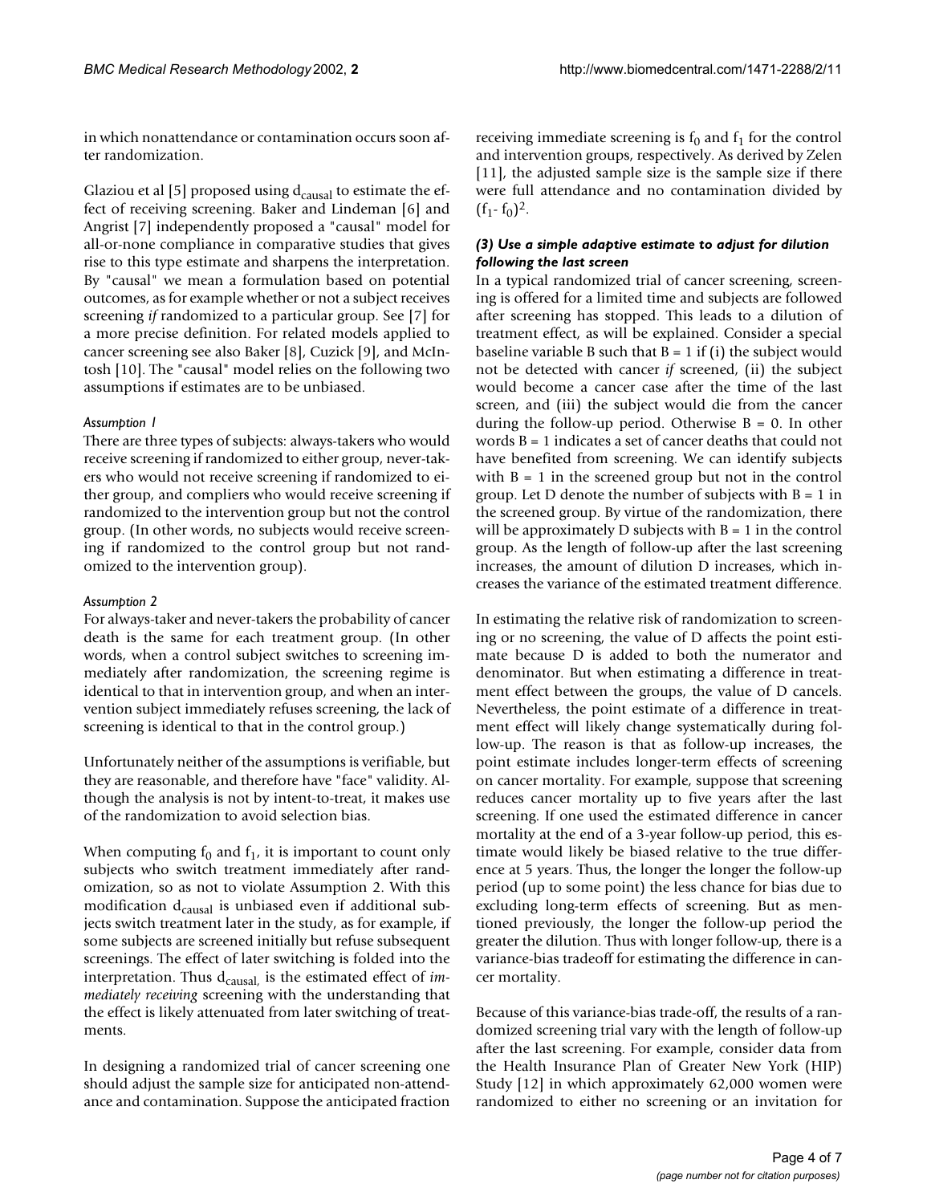in which nonattendance or contamination occurs soon after randomization.

Glaziou et al [5] proposed using $d_{causal}$ to estimate the effect of receiving screening. Baker and Lindeman [6] and Angrist [7] independently proposed a "causal" model for all-or-none compliance in comparative studies that gives rise to this type estimate and sharpens the interpretation. By "causal" we mean a formulation based on potential outcomes, as for example whether or not a subject receives screening *if* randomized to a particular group. See [7] for a more precise definition. For related models applied to cancer screening see also Baker [8], Cuzick [9], and McIntosh [10]. The "causal" model relies on the following two assumptions if estimates are to be unbiased.

*Assumption 1*

There are three types of subjects: always-takers who would receive screening if randomized to either group, never-takers who would not receive screening if randomized to either group, and compliers who would receive screening if randomized to the intervention group but not the control group. (In other words, no subjects would receive screening if randomized to the control group but not randomized to the intervention group).

*Assumption 2*

For always-taker and never-takers the probability of cancer death is the same for each treatment group. (In other words, when a control subject switches to screening immediately after randomization, the screening regime is identical to that in intervention group, and when an intervention subject immediately refuses screening, the lack of screening is identical to that in the control group.)

Unfortunately neither of the assumptions is verifiable, but they are reasonable, and therefore have "face" validity. Although the analysis is not by intent-to-treat, it makes use of the randomization to avoid selection bias.

When computing $f_0$ and $f_1$, it is important to count only subjects who switch treatment immediately after randomization, so as not to violate Assumption 2. With this modification $d_{causal}$ is unbiased even if additional subjects switch treatment later in the study, as for example, if some subjects are screened initially but refuse subsequent screenings. The effect of later switching is folded into the interpretation. Thus $d_{causal,}$ is the estimated effect of *immediately receiving* screening with the understanding that the effect is likely attenuated from later switching of treatments.

In designing a randomized trial of cancer screening one should adjust the sample size for anticipated non-attendance and contamination. Suppose the anticipated fraction receiving immediate screening is $f_0$ and $f_1$ for the control and intervention groups, respectively. As derived by Zelen [11], the adjusted sample size is the sample size if there were full attendance and no contamination divided by $(f_1 - f_0)^2$.

### *(3) Use a simple adaptive estimate to adjust for dilution following the last screen*

In a typical randomized trial of cancer screening, screening is offered for a limited time and subjects are followed after screening has stopped. This leads to a dilution of treatment effect, as will be explained. Consider a special baseline variable B such that B = 1 if (i) the subject would not be detected with cancer *if* screened, (ii) the subject would become a cancer case after the time of the last screen, and (iii) the subject would die from the cancer during the follow-up period. Otherwise B = 0. In other words B = 1 indicates a set of cancer deaths that could not have benefited from screening. We can identify subjects with B = 1 in the screened group but not in the control group. Let D denote the number of subjects with B = 1 in the screened group. By virtue of the randomization, there will be approximately D subjects with B = 1 in the control group. As the length of follow-up after the last screening increases, the amount of dilution D increases, which increases the variance of the estimated treatment difference.

In estimating the relative risk of randomization to screening or no screening, the value of D affects the point estimate because D is added to both the numerator and denominator. But when estimating a difference in treatment effect between the groups, the value of D cancels. Nevertheless, the point estimate of a difference in treatment effect will likely change systematically during follow-up. The reason is that as follow-up increases, the point estimate includes longer-term effects of screening on cancer mortality. For example, suppose that screening reduces cancer mortality up to five years after the last screening. If one used the estimated difference in cancer mortality at the end of a 3-year follow-up period, this estimate would likely be biased relative to the true difference at 5 years. Thus, the longer the longer the follow-up period (up to some point) the less chance for bias due to excluding long-term effects of screening. But as mentioned previously, the longer the follow-up period the greater the dilution. Thus with longer follow-up, there is a variance-bias tradeoff for estimating the difference in cancer mortality.

Because of this variance-bias trade-off, the results of a randomized screening trial vary with the length of follow-up after the last screening. For example, consider data from the Health Insurance Plan of Greater New York (HIP) Study [12] in which approximately 62,000 women were randomized to either no screening or an invitation for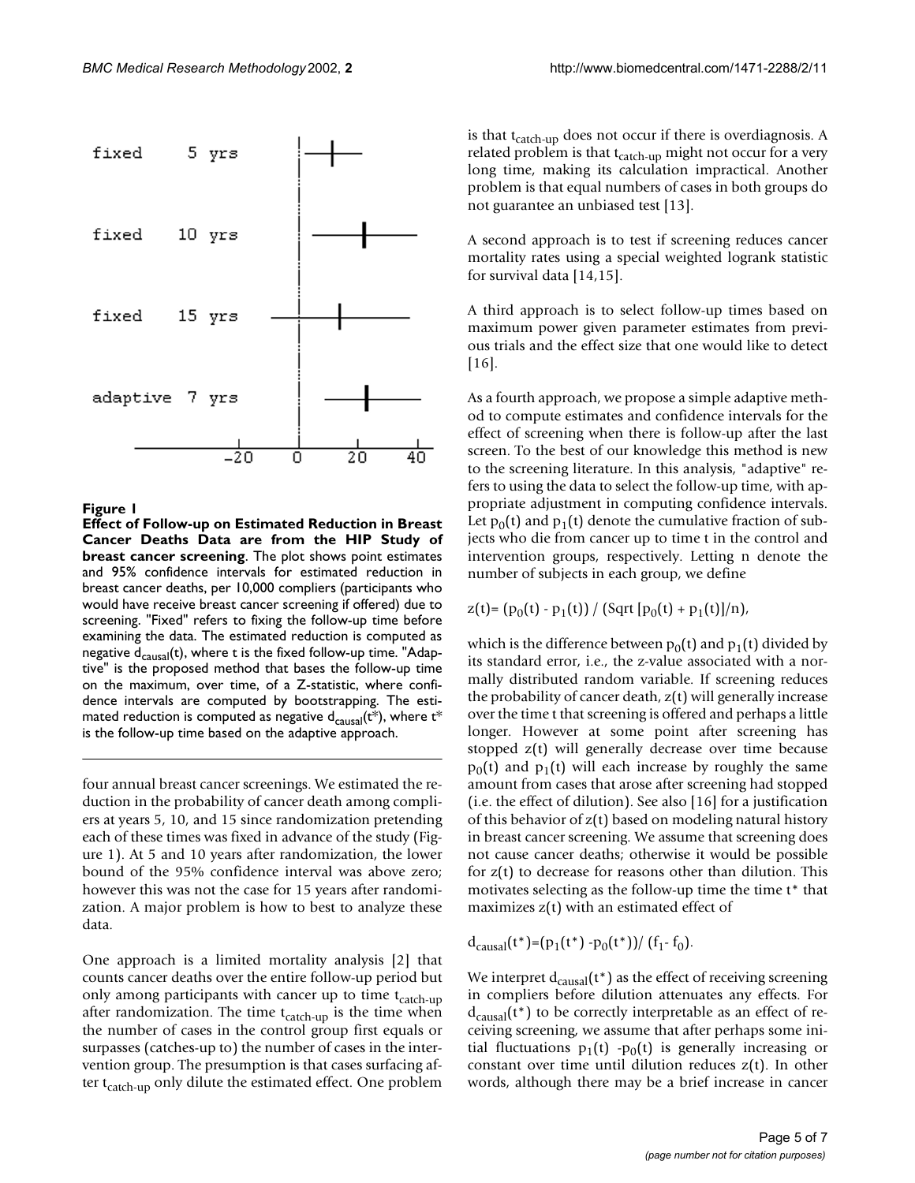**Figure 1**

**Effect of Follow-up on Estimated Reduction in Breast Cancer Deaths Data are from the HIP Study of breast cancer screening**. The plot shows point estimates and 95% confidence intervals for estimated reduction in breast cancer deaths, per 10,000 compliers (participants who would have receive breast cancer screening if offered) due to screening. "Fixed" refers to fixing the follow-up time before examining the data. The estimated reduction is computed as negative $d_{causal}(t)$, where t is the fixed follow-up time. "Adaptive" is the proposed method that bases the follow-up time on the maximum, over time, of a Z-statistic, where confidence intervals are computed by bootstrapping. The estimated reduction is computed as negative $d_{causal}(t^*)$, where $t^*$ is the follow-up time based on the adaptive approach.

four annual breast cancer screenings. We estimated the reduction in the probability of cancer death among compliers at years 5, 10, and 15 since randomization pretending each of these times was fixed in advance of the study (Figure 1). At 5 and 10 years after randomization, the lower bound of the 95% confidence interval was above zero; however this was not the case for 15 years after randomization. A major problem is how to best to analyze these data.

One approach is a limited mortality analysis [2] that counts cancer deaths over the entire follow-up period but only among participants with cancer up to time $t_{catch\text{-}up}$ after randomization. The time $t_{catch\text{-}up}$ is the time when the number of cases in the control group first equals or surpasses (catches-up to) the number of cases in the intervention group. The presumption is that cases surfacing after $t_{catch\text{-}up}$ only dilute the estimated effect. One problem is that $t_{catch\text{-}up}$ does not occur if there is overdiagnosis. A related problem is that $t_{catch\text{-}up}$ might not occur for a very long time, making its calculation impractical. Another problem is that equal numbers of cases in both groups do not guarantee an unbiased test [13].

A second approach is to test if screening reduces cancer mortality rates using a special weighted logrank statistic for survival data [14,15].

A third approach is to select follow-up times based on maximum power given parameter estimates from previous trials and the effect size that one would like to detect [16].

As a fourth approach, we propose a simple adaptive method to compute estimates and confidence intervals for the effect of screening when there is follow-up after the last screen. To the best of our knowledge this method is new to the screening literature. In this analysis, "adaptive" refers to using the data to select the follow-up time, with appropriate adjustment in computing confidence intervals. Let $p_0(t)$ and $p_1(t)$ denote the cumulative fraction of subjects who die from cancer up to time t in the control and intervention groups, respectively. Letting n denote the number of subjects in each group, we define

$$z(t)= (p_0(t) - p_1(t)) / (\text{Sqrt}\,[p_0(t) + p_1(t)]/n),$$

which is the difference between $p_0(t)$ and $p_1(t)$ divided by its standard error, i.e., the z-value associated with a normally distributed random variable. If screening reduces the probability of cancer death, z(t) will generally increase over the time t that screening is offered and perhaps a little longer. However at some point after screening has stopped z(t) will generally decrease over time because $p_0(t)$ and $p_1(t)$ will each increase by roughly the same amount from cases that arose after screening had stopped (i.e. the effect of dilution). See also [16] for a justification of this behavior of z(t) based on modeling natural history in breast cancer screening. We assume that screening does not cause cancer deaths; otherwise it would be possible for z(t) to decrease for reasons other than dilution. This motivates selecting as the follow-up time the time $t^*$ that maximizes z(t) with an estimated effect of

$$d_{causal}(t^*)=(p_1(t^*) - p_0(t^*))/ (f_1 - f_0).$$

We interpret $d_{causal}(t^*)$ as the effect of receiving screening in compliers before dilution attenuates any effects. For $d_{causal}(t^*)$ to be correctly interpretable as an effect of receiving screening, we assume that after perhaps some initial fluctuations $p_1(t) - p_0(t)$ is generally increasing or constant over time until dilution reduces z(t). In other words, although there may be a brief increase in cancer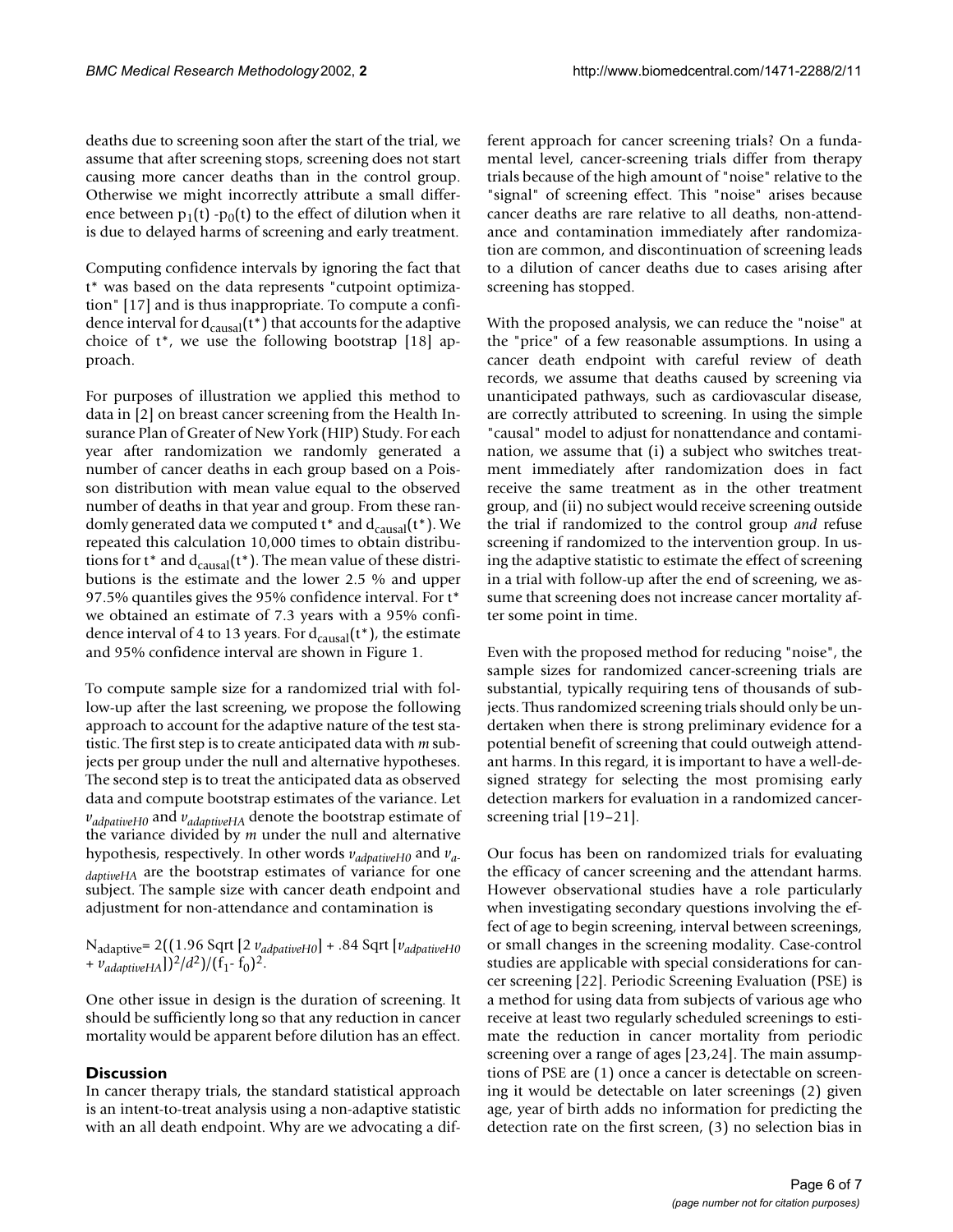deaths due to screening soon after the start of the trial, we assume that after screening stops, screening does not start causing more cancer deaths than in the control group. Otherwise we might incorrectly attribute a small difference between $p_1(t) - p_0(t)$ to the effect of dilution when it is due to delayed harms of screening and early treatment.

Computing confidence intervals by ignoring the fact that $t^*$ was based on the data represents "cutpoint optimization" [17] and is thus inappropriate. To compute a confidence interval for $d_{causal}(t^*)$ that accounts for the adaptive choice of $t^*$, we use the following bootstrap [18] approach.

For purposes of illustration we applied this method to data in [2] on breast cancer screening from the Health Insurance Plan of Greater of New York (HIP) Study. For each year after randomization we randomly generated a number of cancer deaths in each group based on a Poisson distribution with mean value equal to the observed number of deaths in that year and group. From these randomly generated data we computed $t^*$ and $d_{causal}(t^*)$. We repeated this calculation 10,000 times to obtain distributions for $t^*$ and $d_{causal}(t^*)$. The mean value of these distributions is the estimate and the lower 2.5 % and upper 97.5% quantiles gives the 95% confidence interval. For $t^*$ we obtained an estimate of 7.3 years with a 95% confidence interval of 4 to 13 years. For $d_{causal}(t^*)$, the estimate and 95% confidence interval are shown in Figure 1.

To compute sample size for a randomized trial with follow-up after the last screening, we propose the following approach to account for the adaptive nature of the test statistic. The first step is to create anticipated data with *m* subjects per group under the null and alternative hypotheses. The second step is to treat the anticipated data as observed data and compute bootstrap estimates of the variance. Let $v_{adpativeH0}$ and $v_{adaptiveHA}$ denote the bootstrap estimate of the variance divided by *m* under the null and alternative hypothesis, respectively. In other words $v_{adpativeH0}$ and $v_{adaptiveHA}$ are the bootstrap estimates of variance for one subject. The sample size with cancer death endpoint and adjustment for non-attendance and contamination is

$$N_{adaptive} = 2((1.96 \text{ Sqrt}[2\, v_{adpativeH0}] + .84 \text{ Sqrt}[v_{adpativeH0} + v_{adaptiveHA}])^2/d^2)/(f_1 - f_0)^2.$$

One other issue in design is the duration of screening. It should be sufficiently long so that any reduction in cancer mortality would be apparent before dilution has an effect.

## Discussion

In cancer therapy trials, the standard statistical approach is an intent-to-treat analysis using a non-adaptive statistic with an all death endpoint. Why are we advocating a different approach for cancer screening trials? On a fundamental level, cancer-screening trials differ from therapy trials because of the high amount of "noise" relative to the "signal" of screening effect. This "noise" arises because cancer deaths are rare relative to all deaths, non-attendance and contamination immediately after randomization are common, and discontinuation of screening leads to a dilution of cancer deaths due to cases arising after screening has stopped.

With the proposed analysis, we can reduce the "noise" at the "price" of a few reasonable assumptions. In using a cancer death endpoint with careful review of death records, we assume that deaths caused by screening via unanticipated pathways, such as cardiovascular disease, are correctly attributed to screening. In using the simple "causal" model to adjust for nonattendance and contamination, we assume that (i) a subject who switches treatment immediately after randomization does in fact receive the same treatment as in the other treatment group, and (ii) no subject would receive screening outside the trial if randomized to the control group *and* refuse screening if randomized to the intervention group. In using the adaptive statistic to estimate the effect of screening in a trial with follow-up after the end of screening, we assume that screening does not increase cancer mortality after some point in time.

Even with the proposed method for reducing "noise", the sample sizes for randomized cancer-screening trials are substantial, typically requiring tens of thousands of subjects. Thus randomized screening trials should only be undertaken when there is strong preliminary evidence for a potential benefit of screening that could outweigh attendant harms. In this regard, it is important to have a well-designed strategy for selecting the most promising early detection markers for evaluation in a randomized cancer-screening trial [19–21].

Our focus has been on randomized trials for evaluating the efficacy of cancer screening and the attendant harms. However observational studies have a role particularly when investigating secondary questions involving the effect of age to begin screening, interval between screenings, or small changes in the screening modality. Case-control studies are applicable with special considerations for cancer screening [22]. Periodic Screening Evaluation (PSE) is a method for using data from subjects of various age who receive at least two regularly scheduled screenings to estimate the reduction in cancer mortality from periodic screening over a range of ages [23,24]. The main assumptions of PSE are (1) once a cancer is detectable on screening it would be detectable on later screenings (2) given age, year of birth adds no information for predicting the detection rate on the first screen, (3) no selection bias in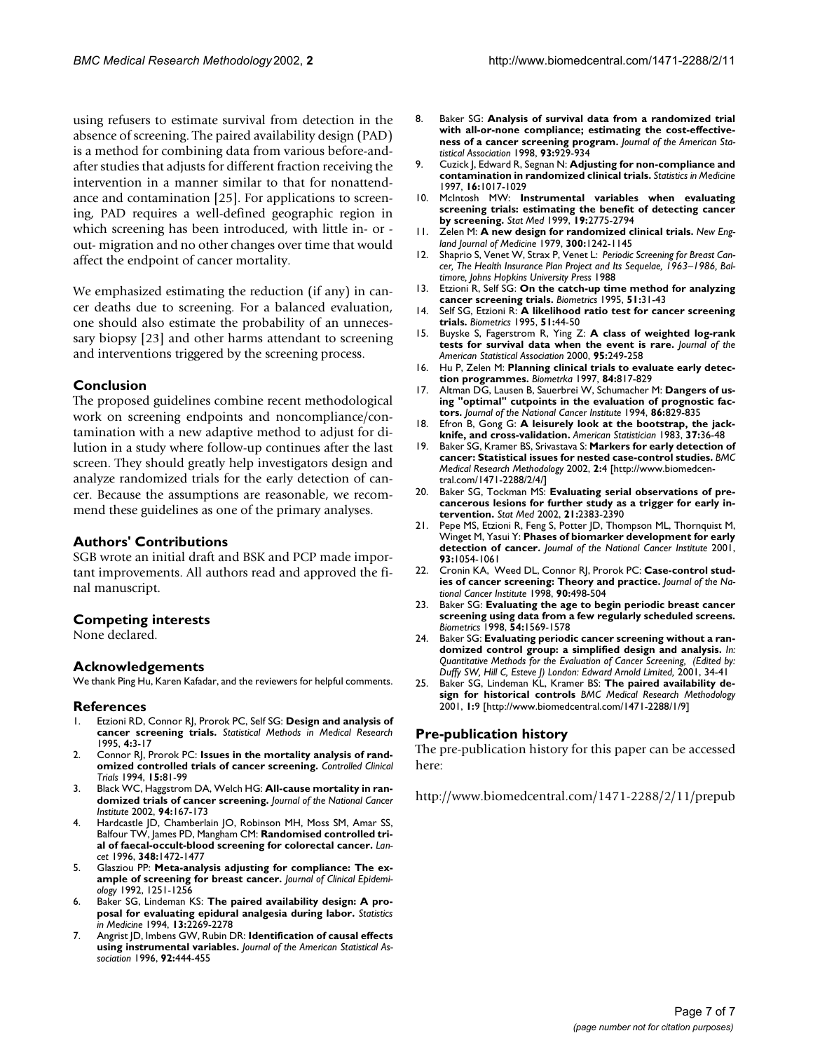using refusers to estimate survival from detection in the absence of screening. The paired availability design (PAD) is a method for combining data from various before-and-after studies that adjusts for different fraction receiving the intervention in a manner similar to that for nonattendance and contamination [25]. For applications to screening, PAD requires a well-defined geographic region in which screening has been introduced, with little in- or -out- migration and no other changes over time that would affect the endpoint of cancer mortality.

We emphasized estimating the reduction (if any) in cancer deaths due to screening. For a balanced evaluation, one should also estimate the probability of an unnecessary biopsy [23] and other harms attendant to screening and interventions triggered by the screening process.

## Conclusion

The proposed guidelines combine recent methodological work on screening endpoints and noncompliance/contamination with a new adaptive method to adjust for dilution in a study where follow-up continues after the last screen. They should greatly help investigators design and analyze randomized trials for the early detection of cancer. Because the assumptions are reasonable, we recommend these guidelines as one of the primary analyses.

## Authors' Contributions

SGB wrote an initial draft and BSK and PCP made important improvements. All authors read and approved the final manuscript.

## Competing interests

None declared.

## Acknowledgements

We thank Ping Hu, Karen Kafadar, and the reviewers for helpful comments.

## References

1. Etzioni RD, Connor RJ, Prorok PC, Self SG: **Design and analysis of cancer screening trials.** *Statistical Methods in Medical Research* 1995, **4:**3-17
2. Connor RJ, Prorok PC: **Issues in the mortality analysis of randomized controlled trials of cancer screening.** *Controlled Clinical Trials* 1994, **15:**81-99
3. Black WC, Haggstrom DA, Welch HG: **All-cause mortality in randomized trials of cancer screening.** *Journal of the National Cancer Institute* 2002, **94:**167-173
4. Hardcastle JD, Chamberlain JO, Robinson MH, Moss SM, Amar SS, Balfour TW, James PD, Mangham CM: **Randomised controlled trial of faecal-occult-blood screening for colorectal cancer.** *Lancet* 1996, **348:**1472-1477
5. Glasziou PP: **Meta-analysis adjusting for compliance: The example of screening for breast cancer.** *Journal of Clinical Epidemiology* 1992, 1251-1256
6. Baker SG, Lindeman KS: **The paired availability design: A proposal for evaluating epidural analgesia during labor.** *Statistics in Medicine* 1994, **13:**2269-2278
7. Angrist JD, Imbens GW, Rubin DR: **Identification of causal effects using instrumental variables.** *Journal of the American Statistical Association* 1996, **92:**444-455
8. Baker SG: **Analysis of survival data from a randomized trial with all-or-none compliance; estimating the cost-effectiveness of a cancer screening program.** *Journal of the American Statistical Association* 1998, **93:**929-934
9. Cuzick J, Edward R, Segnan N: **Adjusting for non-compliance and contamination in randomized clinical trials.** *Statistics in Medicine* 1997, **16:**1017-1029
10. McIntosh MW: **Instrumental variables when evaluating screening trials: estimating the benefit of detecting cancer by screening.** *Stat Med* 1999, **19:**2775-2794
11. Zelen M: **A new design for randomized clinical trials.** *New England Journal of Medicine* 1979, **300:**1242-1145
12. Shaprio S, Venet W, Strax P, Venet L: *Periodic Screening for Breast Cancer, The Health Insurance Plan Project and Its Sequelae, 1963–1986, Baltimore, Johns Hopkins University Press* 1988
13. Etzioni R, Self SG: **On the catch-up time method for analyzing cancer screening trials.** *Biometrics* 1995, **51:**31-43
14. Self SG, Etzioni R: **A likelihood ratio test for cancer screening trials.** *Biometrics* 1995, **51:**44-50
15. Buyske S, Fagerstrom R, Ying Z: **A class of weighted log-rank tests for survival data when the event is rare.** *Journal of the American Statistical Association* 2000, **95:**249-258
16. Hu P, Zelen M: **Planning clinical trials to evaluate early detection programmes.** *Biometrka* 1997, **84:**817-829
17. Altman DG, Lausen B, Sauerbrei W, Schumacher M: **Dangers of using "optimal" cutpoints in the evaluation of prognostic factors.** *Journal of the National Cancer Institute* 1994, **86:**829-835
18. Efron B, Gong G: **A leisurely look at the bootstrap, the jackknife, and cross-validation.** *American Statistician* 1983, **37:**36-48
19. Baker SG, Kramer BS, Srivastava S: **Markers for early detection of cancer: Statistical issues for nested case-control studies.** *BMC Medical Research Methodology* 2002, **2:**4 [http://www.biomedcentral.com/1471-2288/2/4/]
20. Baker SG, Tockman MS: **Evaluating serial observations of precancerous lesions for further study as a trigger for early intervention.** *Stat Med* 2002, **21:**2383-2390
21. Pepe MS, Etzioni R, Feng S, Potter JD, Thompson ML, Thornquist M, Winget M, Yasui Y: **Phases of biomarker development for early detection of cancer.** *Journal of the National Cancer Institute* 2001, **93:**1054-1061
22. Cronin KA, Weed DL, Connor RJ, Prorok PC: **Case-control studies of cancer screening: Theory and practice.** *Journal of the National Cancer Institute* 1998, **90:**498-504
23. Baker SG: **Evaluating the age to begin periodic breast cancer screening using data from a few regularly scheduled screens.** *Biometrics* 1998, **54:**1569-1578
24. Baker SG: **Evaluating periodic cancer screening without a randomized control group: a simplified design and analysis.** *In: Quantitative Methods for the Evaluation of Cancer Screening, (Edited by: Duffy SW, Hill C, Esteve J) London: Edward Arnold Limited,* 2001, 34-41
25. Baker SG, Lindeman KL, Kramer BS: **The paired availability design for historical controls** *BMC Medical Research Methodology* 2001, **1:**9 [http://www.biomedcentral.com/1471-2288/1/9]

## Pre-publication history

The pre-publication history for this paper can be accessed here:

http://www.biomedcentral.com/1471-2288/2/11/prepub